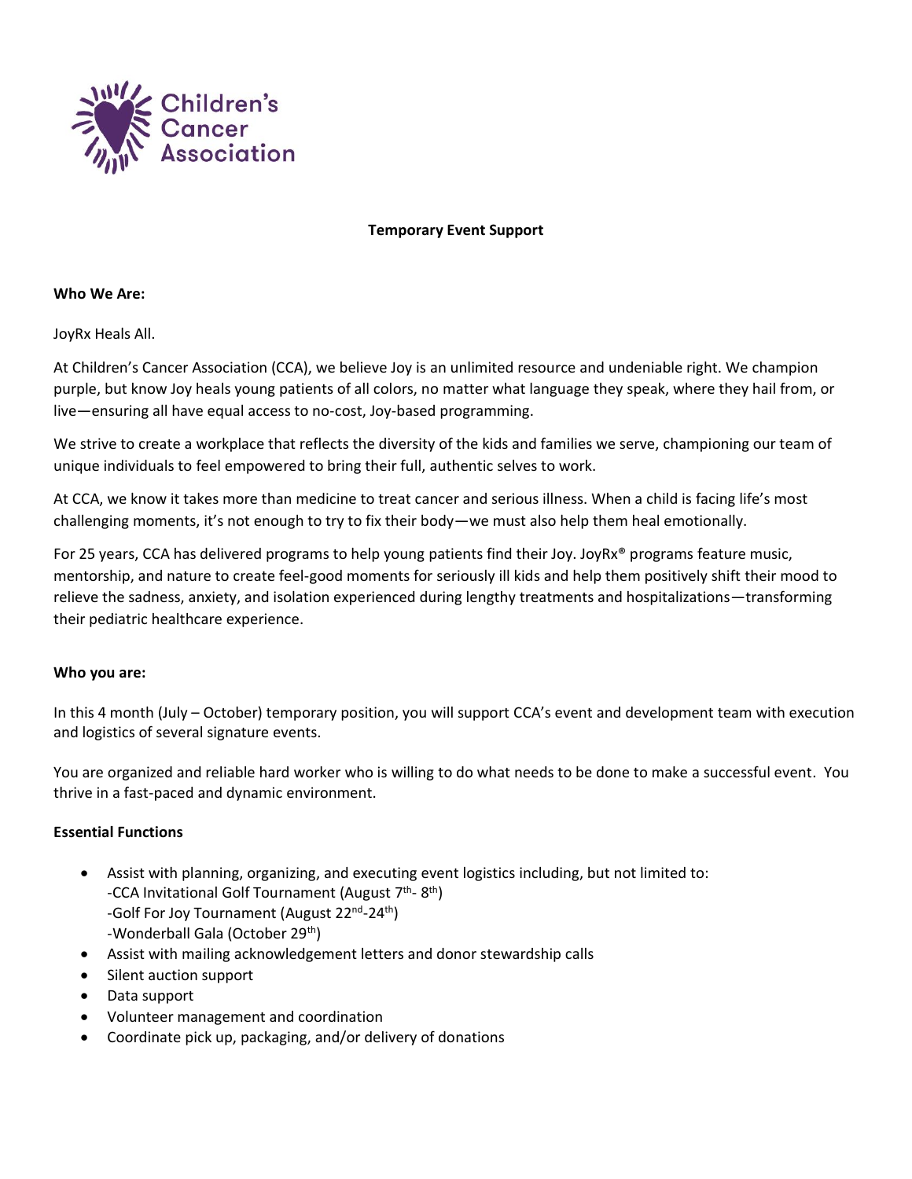Children's Cancer Association

# Temporary Event Support

**Who We Are:**

JoyRx Heals All.

At Children's Cancer Association (CCA), we believe Joy is an unlimited resource and undeniable right. We champion purple, but know Joy heals young patients of all colors, no matter what language they speak, where they hail from, or live—ensuring all have equal access to no-cost, Joy-based programming.

We strive to create a workplace that reflects the diversity of the kids and families we serve, championing our team of unique individuals to feel empowered to bring their full, authentic selves to work.

At CCA, we know it takes more than medicine to treat cancer and serious illness. When a child is facing life's most challenging moments, it's not enough to try to fix their body—we must also help them heal emotionally.

For 25 years, CCA has delivered programs to help young patients find their Joy. JoyRx® programs feature music, mentorship, and nature to create feel-good moments for seriously ill kids and help them positively shift their mood to relieve the sadness, anxiety, and isolation experienced during lengthy treatments and hospitalizations—transforming their pediatric healthcare experience.

**Who you are:**

In this 4 month (July – October) temporary position, you will support CCA's event and development team with execution and logistics of several signature events.

You are organized and reliable hard worker who is willing to do what needs to be done to make a successful event. You thrive in a fast-paced and dynamic environment.

**Essential Functions**

- Assist with planning, organizing, and executing event logistics including, but not limited to:
  -CCA Invitational Golf Tournament (August 7th- 8th)
  -Golf For Joy Tournament (August 22nd-24th)
  -Wonderball Gala (October 29th)
- Assist with mailing acknowledgement letters and donor stewardship calls
- Silent auction support
- Data support
- Volunteer management and coordination
- Coordinate pick up, packaging, and/or delivery of donations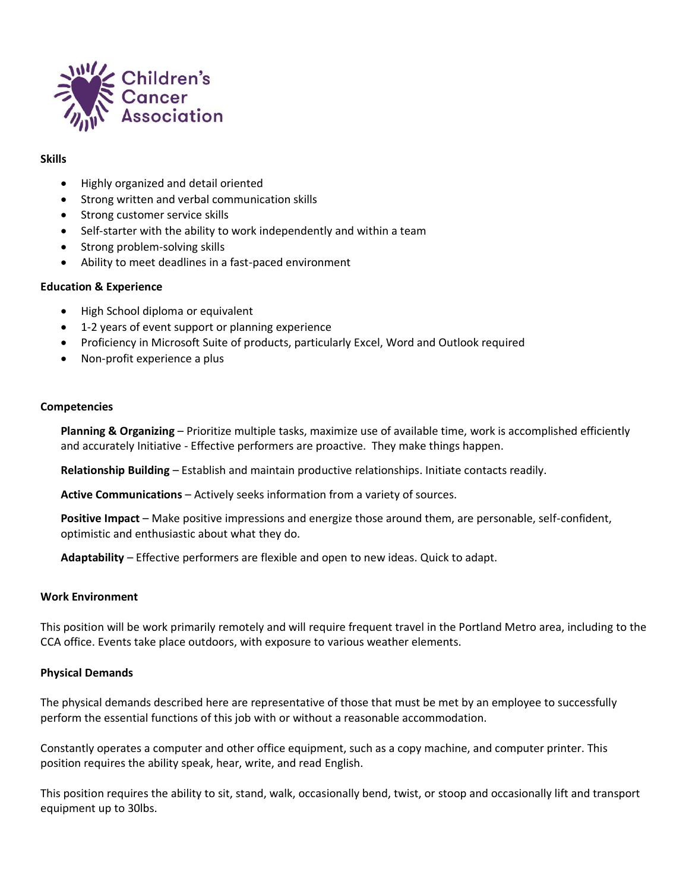Children's Cancer Association

**Skills**

- Highly organized and detail oriented
- Strong written and verbal communication skills
- Strong customer service skills
- Self-starter with the ability to work independently and within a team
- Strong problem-solving skills
- Ability to meet deadlines in a fast-paced environment

**Education & Experience**

- High School diploma or equivalent
- 1-2 years of event support or planning experience
- Proficiency in Microsoft Suite of products, particularly Excel, Word and Outlook required
- Non-profit experience a plus

**Competencies**

**Planning & Organizing** – Prioritize multiple tasks, maximize use of available time, work is accomplished efficiently and accurately Initiative - Effective performers are proactive. They make things happen.

**Relationship Building** – Establish and maintain productive relationships. Initiate contacts readily.

**Active Communications** – Actively seeks information from a variety of sources.

**Positive Impact** – Make positive impressions and energize those around them, are personable, self-confident, optimistic and enthusiastic about what they do.

**Adaptability** – Effective performers are flexible and open to new ideas. Quick to adapt.

**Work Environment**

This position will be work primarily remotely and will require frequent travel in the Portland Metro area, including to the CCA office. Events take place outdoors, with exposure to various weather elements.

**Physical Demands**

The physical demands described here are representative of those that must be met by an employee to successfully perform the essential functions of this job with or without a reasonable accommodation.

Constantly operates a computer and other office equipment, such as a copy machine, and computer printer. This position requires the ability speak, hear, write, and read English.

This position requires the ability to sit, stand, walk, occasionally bend, twist, or stoop and occasionally lift and transport equipment up to 30lbs.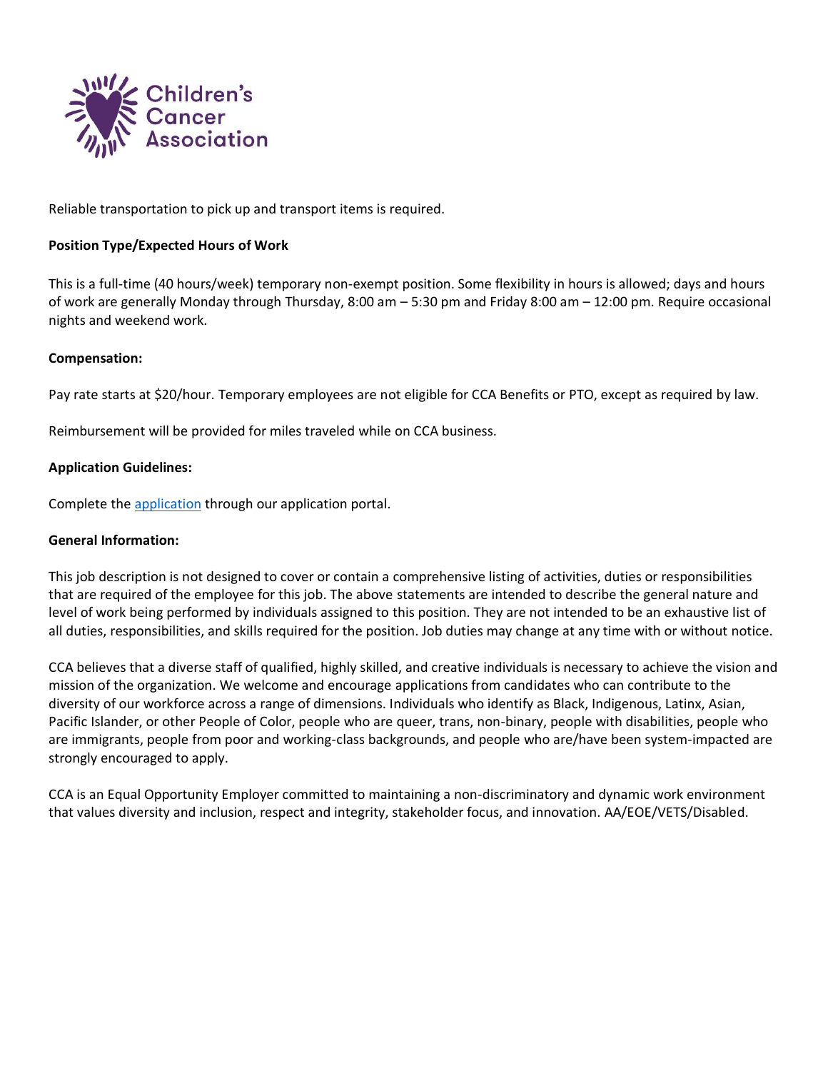Reliable transportation to pick up and transport items is required.

**Position Type/Expected Hours of Work**

This is a full-time (40 hours/week) temporary non-exempt position. Some flexibility in hours is allowed; days and hours of work are generally Monday through Thursday, 8:00 am – 5:30 pm and Friday 8:00 am – 12:00 pm. Require occasional nights and weekend work.

**Compensation:**

Pay rate starts at $20/hour. Temporary employees are not eligible for CCA Benefits or PTO, except as required by law.

Reimbursement will be provided for miles traveled while on CCA business.

**Application Guidelines:**

Complete the application through our application portal.

**General Information:**

This job description is not designed to cover or contain a comprehensive listing of activities, duties or responsibilities that are required of the employee for this job. The above statements are intended to describe the general nature and level of work being performed by individuals assigned to this position. They are not intended to be an exhaustive list of all duties, responsibilities, and skills required for the position. Job duties may change at any time with or without notice.

CCA believes that a diverse staff of qualified, highly skilled, and creative individuals is necessary to achieve the vision and mission of the organization. We welcome and encourage applications from candidates who can contribute to the diversity of our workforce across a range of dimensions. Individuals who identify as Black, Indigenous, Latinx, Asian, Pacific Islander, or other People of Color, people who are queer, trans, non-binary, people with disabilities, people who are immigrants, people from poor and working-class backgrounds, and people who are/have been system-impacted are strongly encouraged to apply.

CCA is an Equal Opportunity Employer committed to maintaining a non-discriminatory and dynamic work environment that values diversity and inclusion, respect and integrity, stakeholder focus, and innovation. AA/EOE/VETS/Disabled.